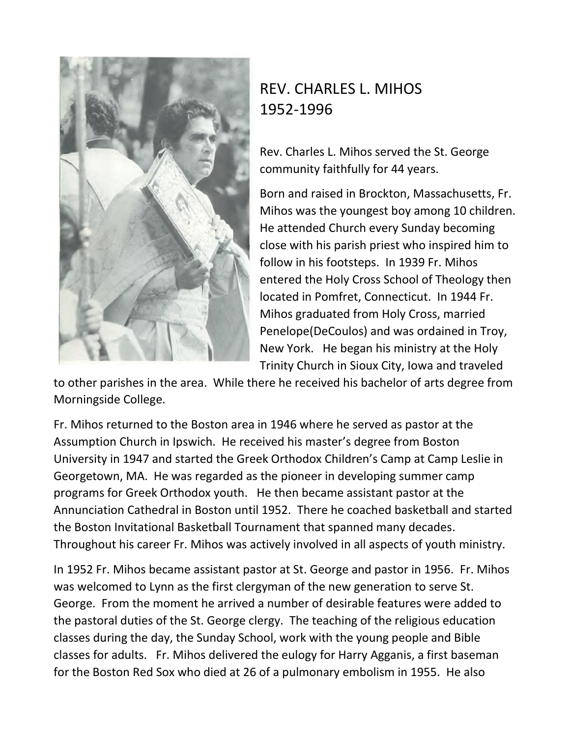# REV. CHARLES L. MIHOS
## 1952-1996

Rev. Charles L. Mihos served the St. George community faithfully for 44 years.

Born and raised in Brockton, Massachusetts, Fr. Mihos was the youngest boy among 10 children. He attended Church every Sunday becoming close with his parish priest who inspired him to follow in his footsteps. In 1939 Fr. Mihos entered the Holy Cross School of Theology then located in Pomfret, Connecticut. In 1944 Fr. Mihos graduated from Holy Cross, married Penelope(DeCoulos) and was ordained in Troy, New York. He began his ministry at the Holy Trinity Church in Sioux City, Iowa and traveled to other parishes in the area. While there he received his bachelor of arts degree from Morningside College.

Fr. Mihos returned to the Boston area in 1946 where he served as pastor at the Assumption Church in Ipswich. He received his master's degree from Boston University in 1947 and started the Greek Orthodox Children's Camp at Camp Leslie in Georgetown, MA. He was regarded as the pioneer in developing summer camp programs for Greek Orthodox youth. He then became assistant pastor at the Annunciation Cathedral in Boston until 1952. There he coached basketball and started the Boston Invitational Basketball Tournament that spanned many decades. Throughout his career Fr. Mihos was actively involved in all aspects of youth ministry.

In 1952 Fr. Mihos became assistant pastor at St. George and pastor in 1956. Fr. Mihos was welcomed to Lynn as the first clergyman of the new generation to serve St. George. From the moment he arrived a number of desirable features were added to the pastoral duties of the St. George clergy. The teaching of the religious education classes during the day, the Sunday School, work with the young people and Bible classes for adults. Fr. Mihos delivered the eulogy for Harry Agganis, a first baseman for the Boston Red Sox who died at 26 of a pulmonary embolism in 1955. He also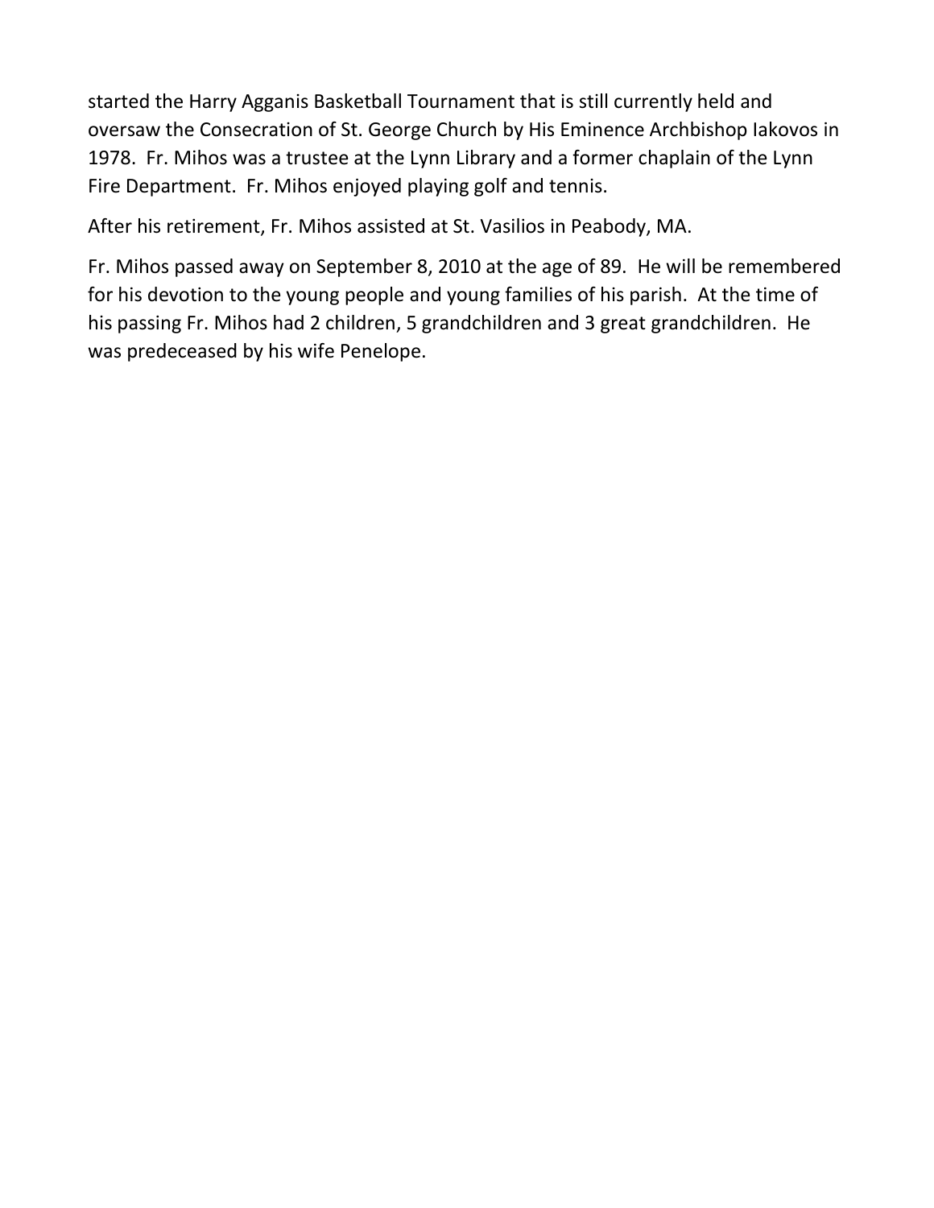started the Harry Agganis Basketball Tournament that is still currently held and oversaw the Consecration of St. George Church by His Eminence Archbishop Iakovos in 1978. Fr. Mihos was a trustee at the Lynn Library and a former chaplain of the Lynn Fire Department. Fr. Mihos enjoyed playing golf and tennis.

After his retirement, Fr. Mihos assisted at St. Vasilios in Peabody, MA.

Fr. Mihos passed away on September 8, 2010 at the age of 89. He will be remembered for his devotion to the young people and young families of his parish. At the time of his passing Fr. Mihos had 2 children, 5 grandchildren and 3 great grandchildren. He was predeceased by his wife Penelope.